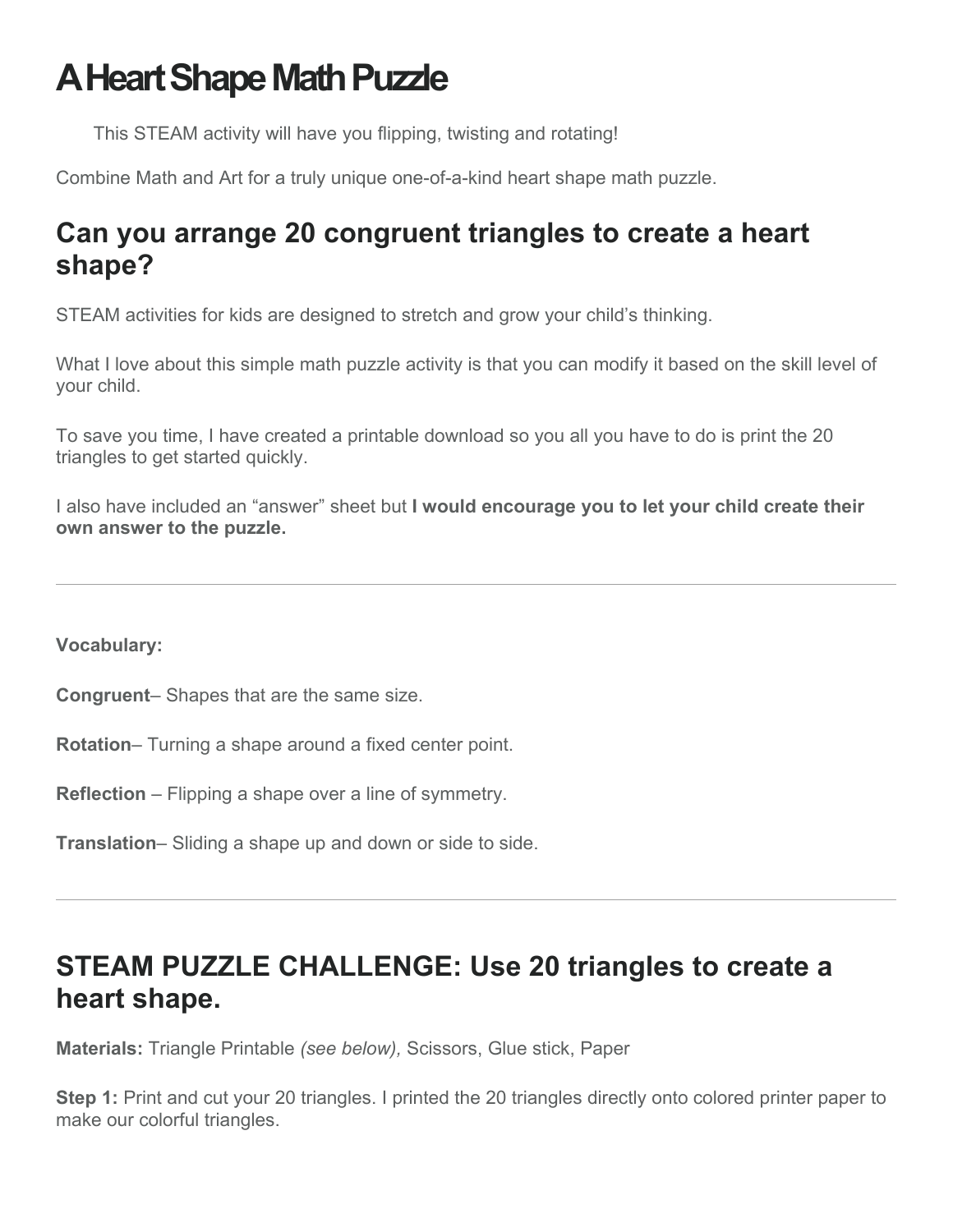# A Heart Shape Math Puzzle

This STEAM activity will have you flipping, twisting and rotating!

Combine Math and Art for a truly unique one-of-a-kind heart shape math puzzle.

## Can you arrange 20 congruent triangles to create a heart shape?

STEAM activities for kids are designed to stretch and grow your child's thinking.

What I love about this simple math puzzle activity is that you can modify it based on the skill level of your child.

To save you time, I have created a printable download so you all you have to do is print the 20 triangles to get started quickly.

I also have included an "answer" sheet but **I would encourage you to let your child create their own answer to the puzzle.**

---

**Vocabulary:**

**Congruent**– Shapes that are the same size.

**Rotation**– Turning a shape around a fixed center point.

**Reflection** – Flipping a shape over a line of symmetry.

**Translation**– Sliding a shape up and down or side to side.

---

## STEAM PUZZLE CHALLENGE: Use 20 triangles to create a heart shape.

**Materials:** Triangle Printable *(see below),* Scissors, Glue stick, Paper

**Step 1:** Print and cut your 20 triangles. I printed the 20 triangles directly onto colored printer paper to make our colorful triangles.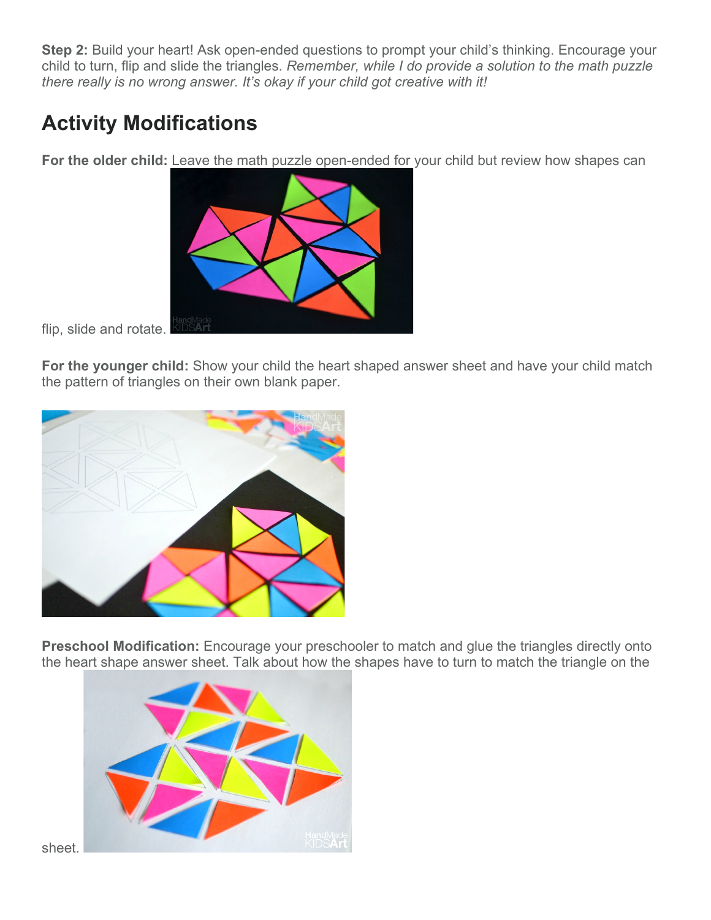**Step 2:** Build your heart! Ask open-ended questions to prompt your child's thinking. Encourage your child to turn, flip and slide the triangles. *Remember, while I do provide a solution to the math puzzle there really is no wrong answer. It's okay if your child got creative with it!*

## Activity Modifications

**For the older child:** Leave the math puzzle open-ended for your child but review how shapes can flip, slide and rotate.

**For the younger child:** Show your child the heart shaped answer sheet and have your child match the pattern of triangles on their own blank paper.

**Preschool Modification:** Encourage your preschooler to match and glue the triangles directly onto the heart shape answer sheet. Talk about how the shapes have to turn to match the triangle on the sheet.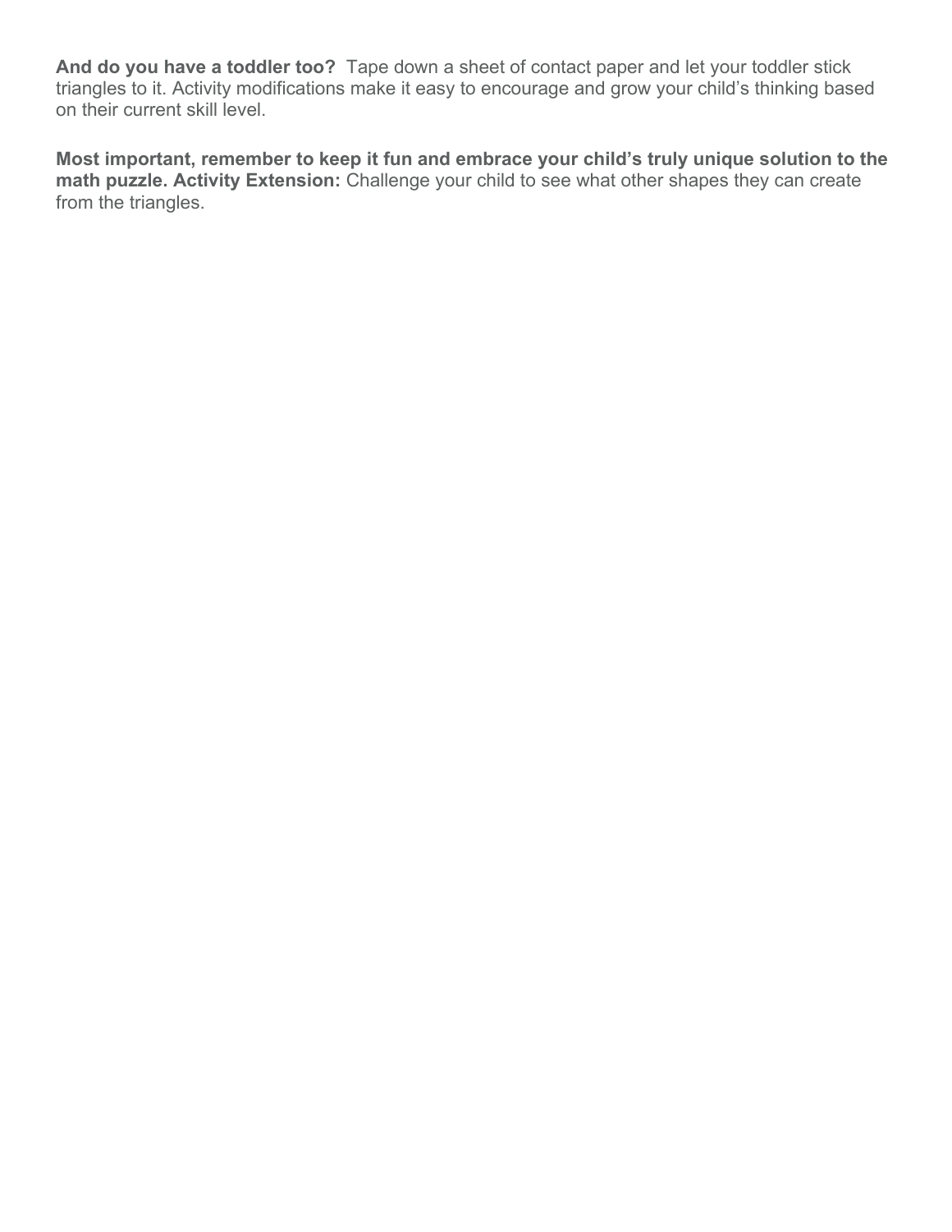**And do you have a toddler too?** Tape down a sheet of contact paper and let your toddler stick triangles to it. Activity modifications make it easy to encourage and grow your child's thinking based on their current skill level.

**Most important, remember to keep it fun and embrace your child's truly unique solution to the math puzzle. Activity Extension:** Challenge your child to see what other shapes they can create from the triangles.